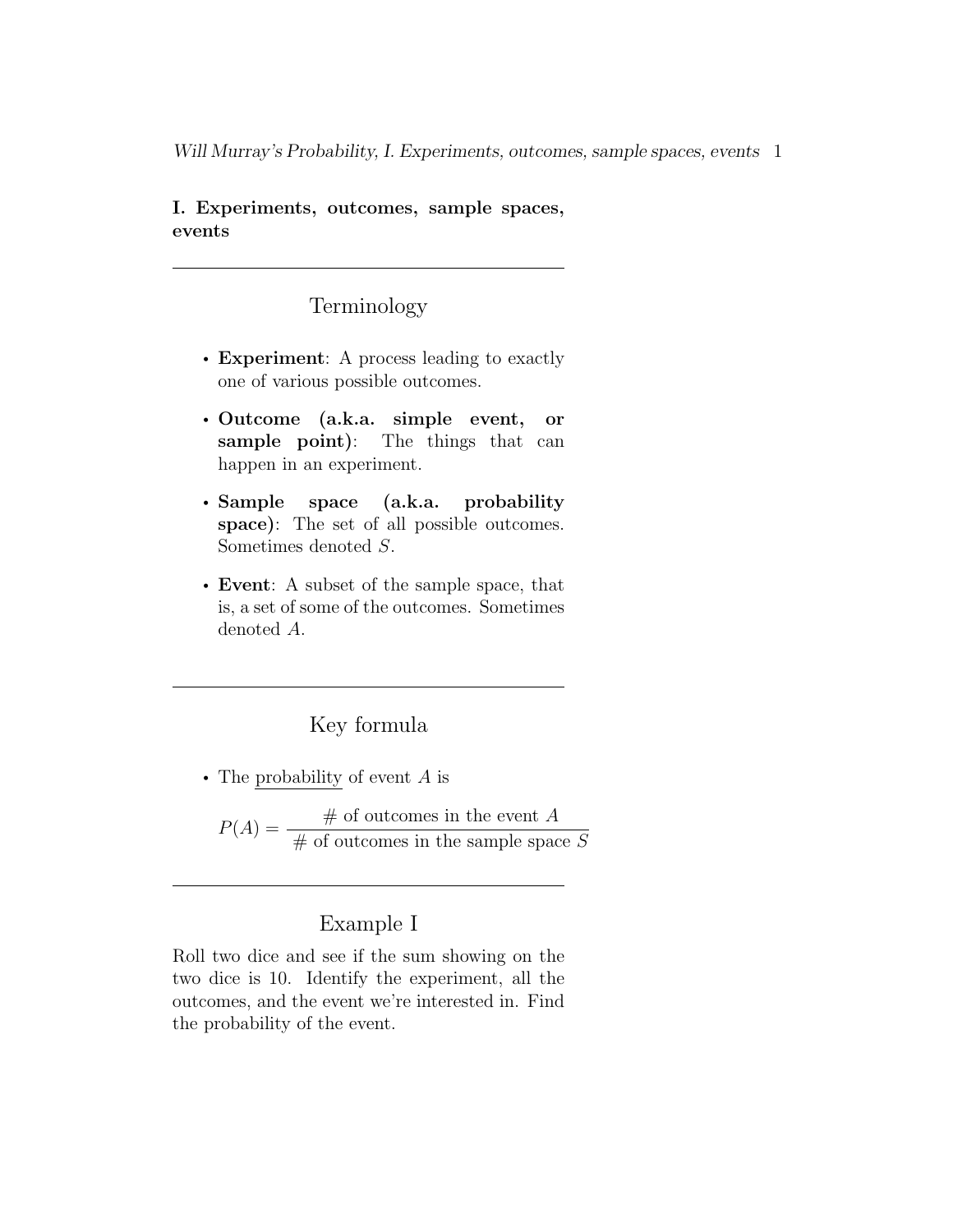# I. Experiments, outcomes, sample spaces, events

---

## Terminology

- **Experiment**: A process leading to exactly one of various possible outcomes.
- **Outcome (a.k.a. simple event, or sample point)**: The things that can happen in an experiment.
- **Sample space (a.k.a. probability space)**: The set of all possible outcomes. Sometimes denoted $S$.
- **Event**: A subset of the sample space, that is, a set of some of the outcomes. Sometimes denoted $A$.

---

## Key formula

- The <u>probability</u> of event $A$ is

$$P(A) = \frac{\text{\# of outcomes in the event } A}{\text{\# of outcomes in the sample space } S}$$

---

## Example I

Roll two dice and see if the sum showing on the two dice is 10. Identify the experiment, all the outcomes, and the event we're interested in. Find the probability of the event.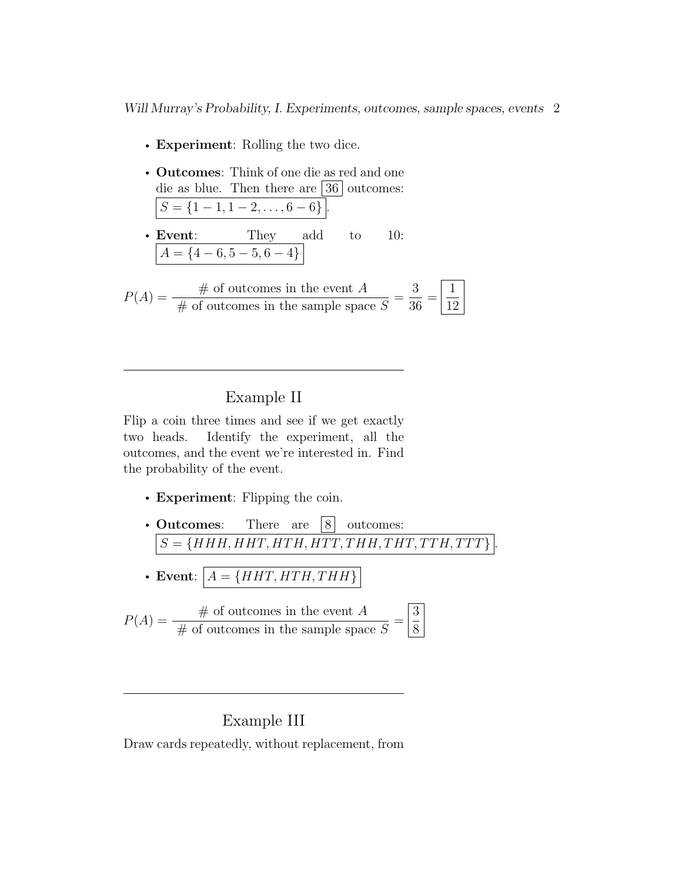- **Experiment**: Rolling the two dice.
- **Outcomes**: Think of one die as red and one die as blue. Then there are $\boxed{36}$ outcomes: $\boxed{S = \{1-1, 1-2, \ldots, 6-6\}}$.
- **Event**: They add to 10: $\boxed{A = \{4-6, 5-5, 6-4\}}$

$$P(A) = \frac{\#\text{ of outcomes in the event } A}{\#\text{ of outcomes in the sample space } S} = \frac{3}{36} = \boxed{\frac{1}{12}}$$

---

## Example II

Flip a coin three times and see if we get exactly two heads. Identify the experiment, all the outcomes, and the event we're interested in. Find the probability of the event.

- **Experiment**: Flipping the coin.
- **Outcomes**: There are $\boxed{8}$ outcomes: $\boxed{S = \{HHH, HHT, HTH, HTT, THH, THT, TTH, TTT\}}$.
- **Event**: $\boxed{A = \{HHT, HTH, THH\}}$

$$P(A) = \frac{\#\text{ of outcomes in the event } A}{\#\text{ of outcomes in the sample space } S} = \boxed{\frac{3}{8}}$$

---

## Example III

Draw cards repeatedly, without replacement, from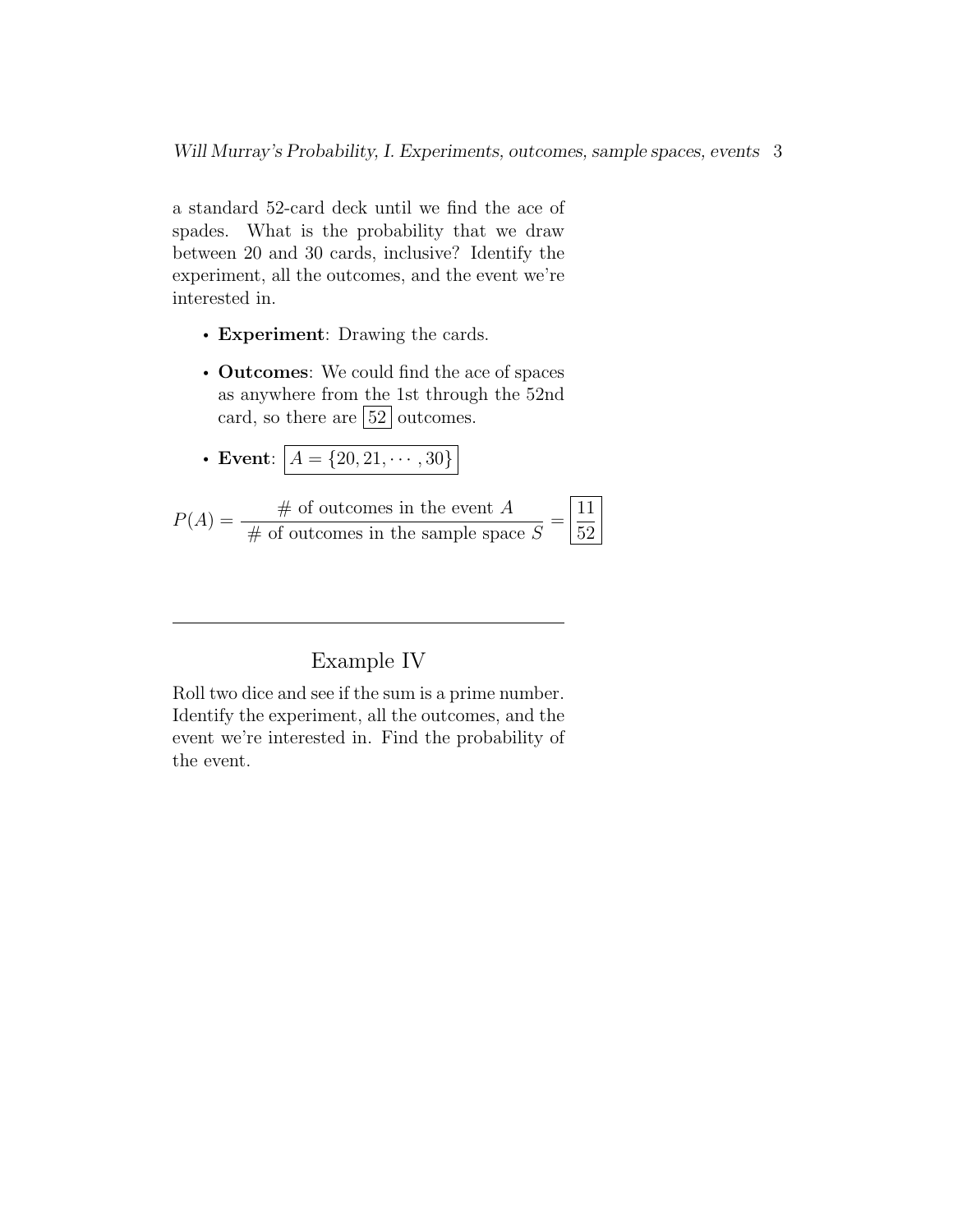a standard 52-card deck until we find the ace of spades. What is the probability that we draw between 20 and 30 cards, inclusive? Identify the experiment, all the outcomes, and the event we're interested in.

- **Experiment**: Drawing the cards.
- **Outcomes**: We could find the ace of spaces as anywhere from the 1st through the 52nd card, so there are $\boxed{52}$ outcomes.
- **Event**: $\boxed{A = \{20, 21, \cdots, 30\}}$

$$P(A) = \frac{\#\text{ of outcomes in the event } A}{\#\text{ of outcomes in the sample space } S} = \boxed{\frac{11}{52}}$$

---

## Example IV

Roll two dice and see if the sum is a prime number. Identify the experiment, all the outcomes, and the event we're interested in. Find the probability of the event.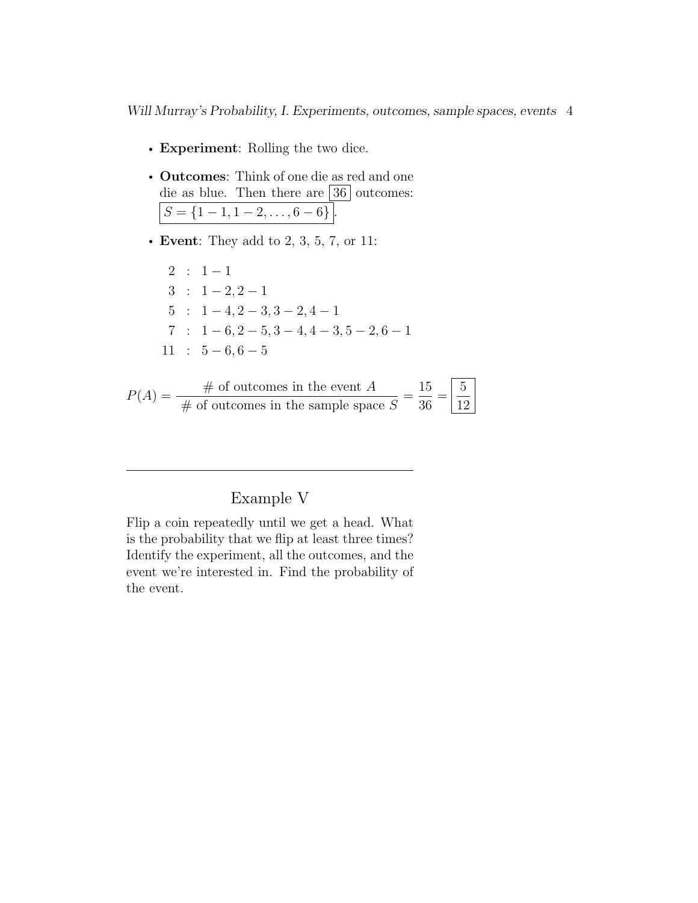- **Experiment**: Rolling the two dice.
- **Outcomes**: Think of one die as red and one die as blue. Then there are $\boxed{36}$ outcomes: $\boxed{S = \{1-1, 1-2, \ldots, 6-6\}}$.
- **Event**: They add to 2, 3, 5, 7, or 11:

$$\begin{aligned}
2 &: 1-1 \\
3 &: 1-2, 2-1 \\
5 &: 1-4, 2-3, 3-2, 4-1 \\
7 &: 1-6, 2-5, 3-4, 4-3, 5-2, 6-1 \\
11 &: 5-6, 6-5
\end{aligned}$$

$$P(A) = \frac{\#\text{ of outcomes in the event } A}{\#\text{ of outcomes in the sample space } S} = \frac{15}{36} = \boxed{\frac{5}{12}}$$

---

## Example V

Flip a coin repeatedly until we get a head. What is the probability that we flip at least three times? Identify the experiment, all the outcomes, and the event we're interested in. Find the probability of the event.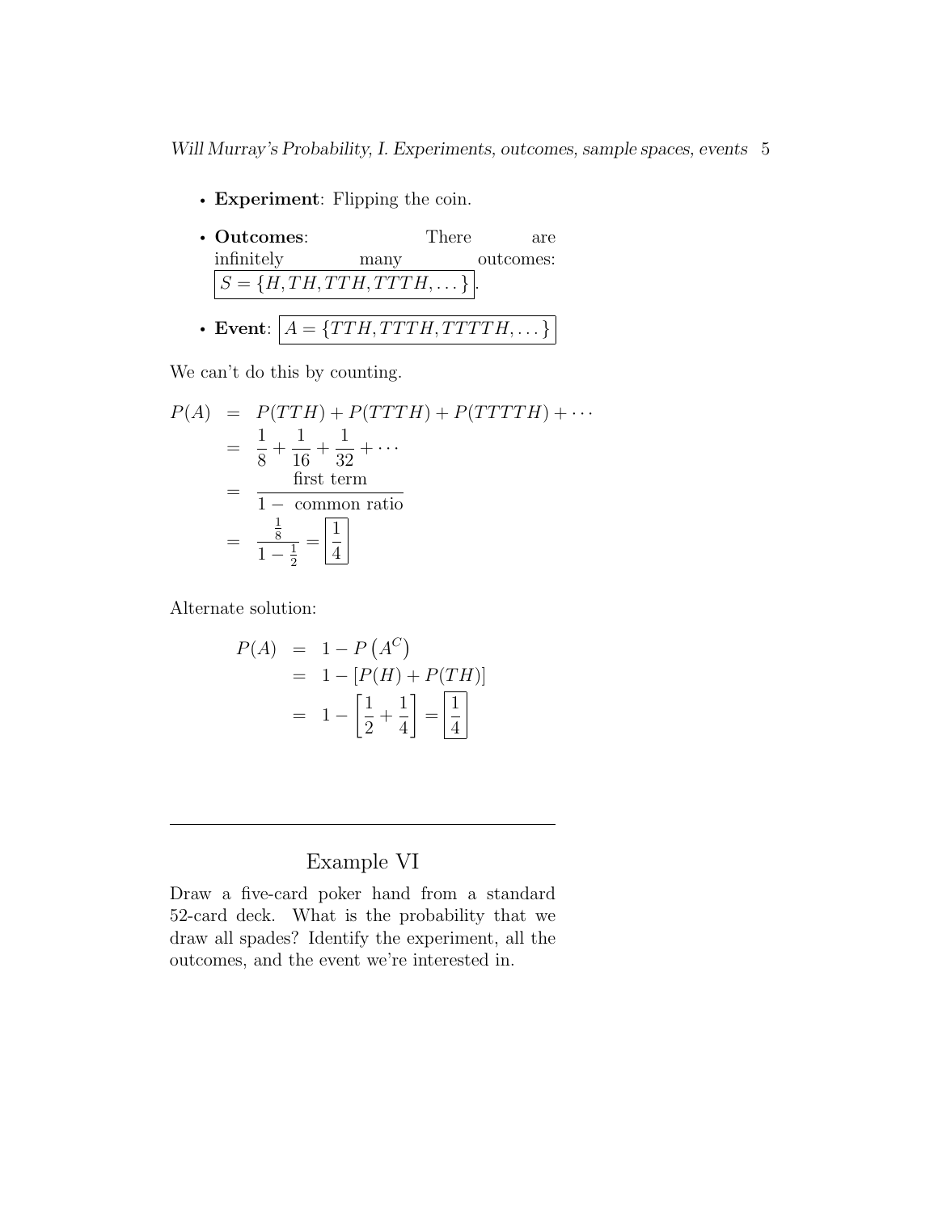- **Experiment**: Flipping the coin.

- **Outcomes**: There are infinitely many outcomes: $\boxed{S = \{H, TH, TTH, TTTH, \dots\}}$.

- **Event**: $\boxed{A = \{TTH, TTTH, TTTTH, \dots\}}$

We can't do this by counting.

$$
\begin{aligned}
P(A) &= P(TTH) + P(TTTH) + P(TTTTH) + \cdots \\
&= \frac{1}{8} + \frac{1}{16} + \frac{1}{32} + \cdots \\
&= \frac{\text{first term}}{1 - \text{ common ratio}} \\
&= \frac{\frac{1}{8}}{1 - \frac{1}{2}} = \boxed{\frac{1}{4}}
\end{aligned}
$$

Alternate solution:

$$
\begin{aligned}
P(A) &= 1 - P\left(A^C\right) \\
&= 1 - [P(H) + P(TH)] \\
&= 1 - \left[\frac{1}{2} + \frac{1}{4}\right] = \boxed{\frac{1}{4}}
\end{aligned}
$$

---

## Example VI

Draw a five-card poker hand from a standard 52-card deck. What is the probability that we draw all spades? Identify the experiment, all the outcomes, and the event we're interested in.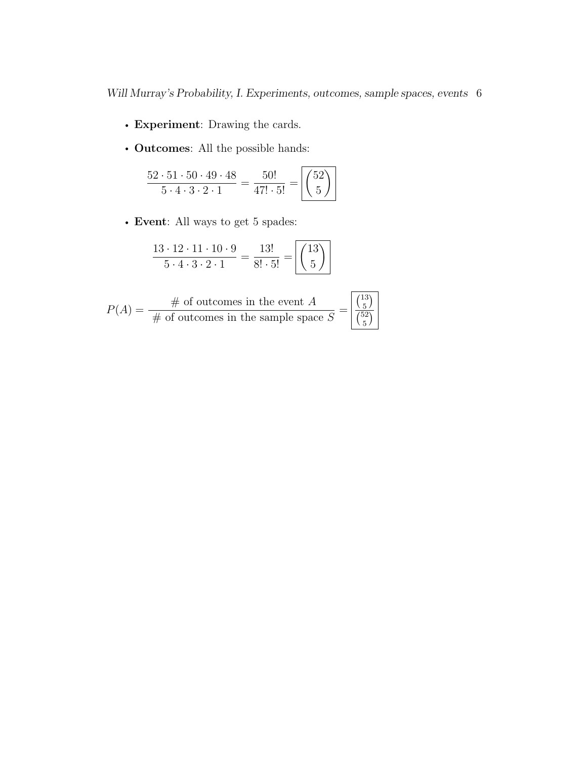- **Experiment**: Drawing the cards.
- **Outcomes**: All the possible hands:

$$\frac{52 \cdot 51 \cdot 50 \cdot 49 \cdot 48}{5 \cdot 4 \cdot 3 \cdot 2 \cdot 1} = \frac{50!}{47! \cdot 5!} = \boxed{\binom{52}{5}}$$

- **Event**: All ways to get 5 spades:

$$\frac{13 \cdot 12 \cdot 11 \cdot 10 \cdot 9}{5 \cdot 4 \cdot 3 \cdot 2 \cdot 1} = \frac{13!}{8! \cdot 5!} = \boxed{\binom{13}{5}}$$

$$P(A) = \frac{\text{\# of outcomes in the event } A}{\text{\# of outcomes in the sample space } S} = \boxed{\frac{\binom{13}{5}}{\binom{52}{5}}}$$